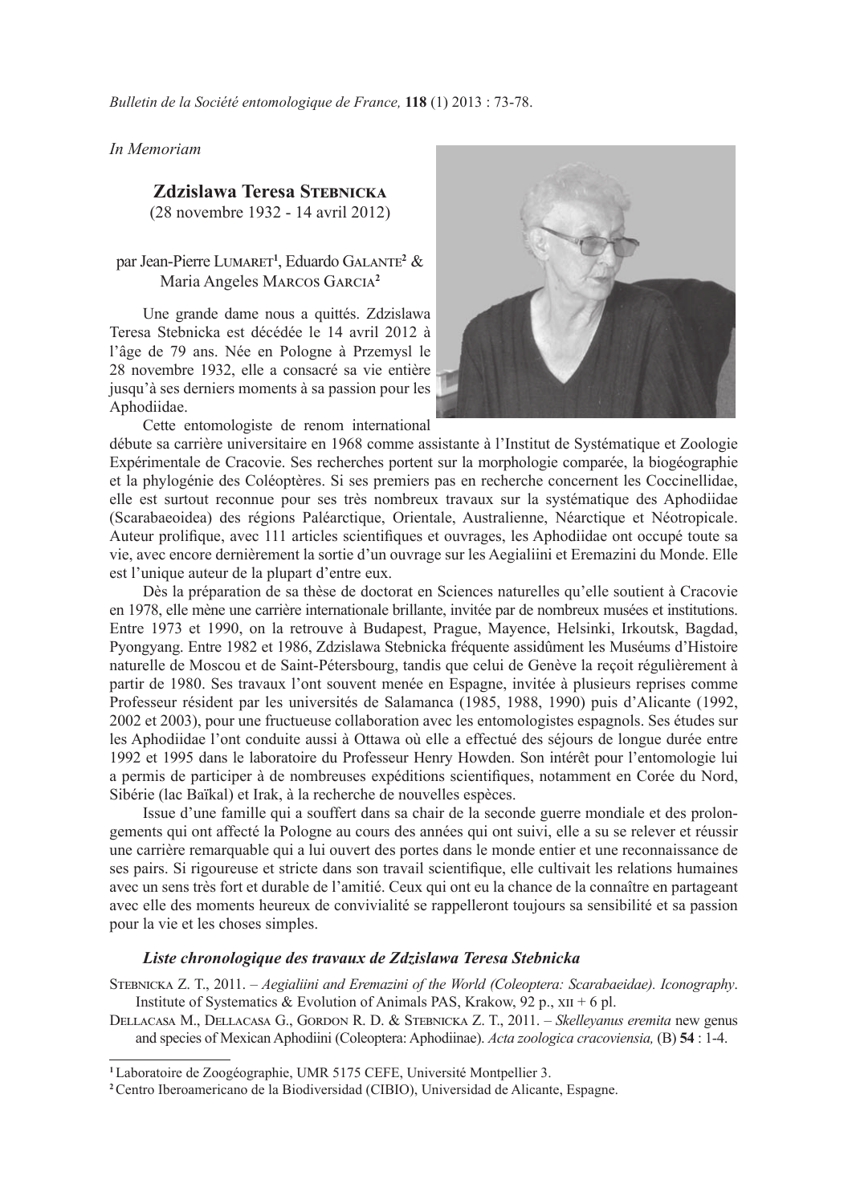*In Memoriam*

# Zdzislawa Teresa Stebnicka

(28 novembre 1932 - 14 avril 2012)

par Jean-Pierre Lumaret[1], Eduardo Galante[2] & Maria Angeles Marcos Garcia[2]

Une grande dame nous a quittés. Zdzislawa Teresa Stebnicka est décédée le 14 avril 2012 à l'âge de 79 ans. Née en Pologne à Przemysl le 28 novembre 1932, elle a consacré sa vie entière jusqu'à ses derniers moments à sa passion pour les Aphodiidae.

Cette entomologiste de renom international débute sa carrière universitaire en 1968 comme assistante à l'Institut de Systématique et Zoologie Expérimentale de Cracovie. Ses recherches portent sur la morphologie comparée, la biogéographie et la phylogénie des Coléoptères. Si ses premiers pas en recherche concernent les Coccinellidae, elle est surtout reconnue pour ses très nombreux travaux sur la systématique des Aphodiidae (Scarabaeoidea) des régions Paléarctique, Orientale, Australienne, Néarctique et Néotropicale. Auteur prolifique, avec 111 articles scientifiques et ouvrages, les Aphodiidae ont occupé toute sa vie, avec encore dernièrement la sortie d'un ouvrage sur les Aegialiini et Eremazini du Monde. Elle est l'unique auteur de la plupart d'entre eux.

Dès la préparation de sa thèse de doctorat en Sciences naturelles qu'elle soutient à Cracovie en 1978, elle mène une carrière internationale brillante, invitée par de nombreux musées et institutions. Entre 1973 et 1990, on la retrouve à Budapest, Prague, Mayence, Helsinki, Irkoutsk, Bagdad, Pyongyang. Entre 1982 et 1986, Zdzislawa Stebnicka fréquente assidûment les Muséums d'Histoire naturelle de Moscou et de Saint-Pétersbourg, tandis que celui de Genève la reçoit régulièrement à partir de 1980. Ses travaux l'ont souvent menée en Espagne, invitée à plusieurs reprises comme Professeur résident par les universités de Salamanca (1985, 1988, 1990) puis d'Alicante (1992, 2002 et 2003), pour une fructueuse collaboration avec les entomologistes espagnols. Ses études sur les Aphodiidae l'ont conduite aussi à Ottawa où elle a effectué des séjours de longue durée entre 1992 et 1995 dans le laboratoire du Professeur Henry Howden. Son intérêt pour l'entomologie lui a permis de participer à de nombreuses expéditions scientifiques, notamment en Corée du Nord, Sibérie (lac Baïkal) et Irak, à la recherche de nouvelles espèces.

Issue d'une famille qui a souffert dans sa chair de la seconde guerre mondiale et des prolongements qui ont affecté la Pologne au cours des années qui ont suivi, elle a su se relever et réussir une carrière remarquable qui a lui ouvert des portes dans le monde entier et une reconnaissance de ses pairs. Si rigoureuse et stricte dans son travail scientifique, elle cultivait les relations humaines avec un sens très fort et durable de l'amitié. Ceux qui ont eu la chance de la connaître en partageant avec elle des moments heureux de convivialité se rappelleront toujours sa sensibilité et sa passion pour la vie et les choses simples.

### *Liste chronologique des travaux de Zdzislawa Teresa Stebnicka*

Stebnicka Z. T., 2011. – *Aegialiini and Eremazini of the World (Coleoptera: Scarabaeidae). Iconography*. Institute of Systematics & Evolution of Animals PAS, Krakow, 92 p., xii + 6 pl.

Dellacasa M., Dellacasa G., Gordon R. D. & Stebnicka Z. T., 2011. – *Skelleyanus eremita* new genus and species of Mexican Aphodiini (Coleoptera: Aphodiinae). *Acta zoologica cracoviensia,* (B) **54** : 1-4.

---

[1] Laboratoire de Zoogéographie, UMR 5175 CEFE, Université Montpellier 3.

[2] Centro Iberoamericano de la Biodiversidad (CIBIO), Universidad de Alicante, Espagne.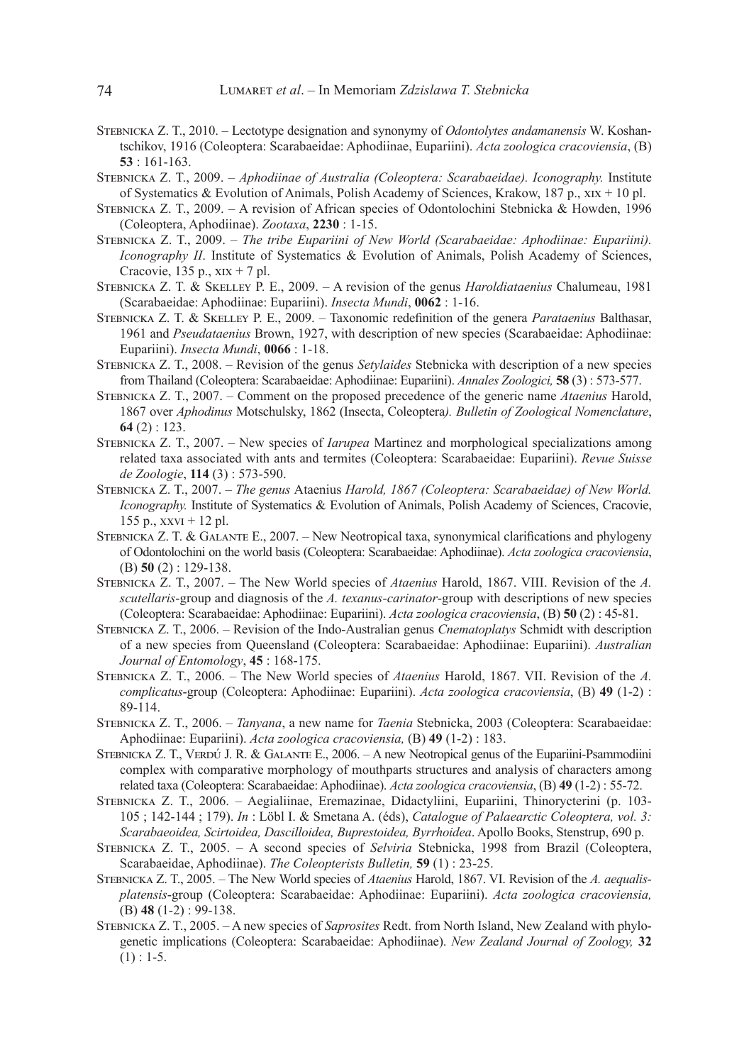Stebnicka Z. T., 2010. – Lectotype designation and synonymy of *Odontolytes andamanensis* W. Koshantschikov, 1916 (Coleoptera: Scarabaeidae: Aphodiinae, Eupariini). *Acta zoologica cracoviensia*, (B) **53** : 161-163.

Stebnicka Z. T., 2009. – *Aphodiinae of Australia (Coleoptera: Scarabaeidae). Iconography.* Institute of Systematics & Evolution of Animals, Polish Academy of Sciences, Krakow, 187 p., xix + 10 pl.

Stebnicka Z. T., 2009. – A revision of African species of Odontolochini Stebnicka & Howden, 1996 (Coleoptera, Aphodiinae). *Zootaxa*, **2230** : 1-15.

Stebnicka Z. T., 2009. – *The tribe Eupariini of New World (Scarabaeidae: Aphodiinae: Eupariini). Iconography II*. Institute of Systematics & Evolution of Animals, Polish Academy of Sciences, Cracovie, 135 p., xix + 7 pl.

Stebnicka Z. T. & Skelley P. E., 2009. – A revision of the genus *Haroldiataenius* Chalumeau, 1981 (Scarabaeidae: Aphodiinae: Eupariini). *Insecta Mundi*, **0062** : 1-16.

Stebnicka Z. T. & Skelley P. E., 2009. – Taxonomic redefinition of the genera *Parataenius* Balthasar, 1961 and *Pseudataenius* Brown, 1927, with description of new species (Scarabaeidae: Aphodiinae: Eupariini). *Insecta Mundi*, **0066** : 1-18.

Stebnicka Z. T., 2008. – Revision of the genus *Setylaides* Stebnicka with description of a new species from Thailand (Coleoptera: Scarabaeidae: Aphodiinae: Eupariini). *Annales Zoologici,* **58** (3) : 573-577.

Stebnicka Z. T., 2007. – Comment on the proposed precedence of the generic name *Ataenius* Harold, 1867 over *Aphodinus* Motschulsky, 1862 (Insecta, Coleoptera*). Bulletin of Zoological Nomenclature*, **64** (2) : 123.

Stebnicka Z. T., 2007. – New species of *Iarupea* Martinez and morphological specializations among related taxa associated with ants and termites (Coleoptera: Scarabaeidae: Eupariini). *Revue Suisse de Zoologie*, **114** (3) : 573-590.

Stebnicka Z. T., 2007. – *The genus* Ataenius *Harold, 1867 (Coleoptera: Scarabaeidae) of New World. Iconography.* Institute of Systematics & Evolution of Animals, Polish Academy of Sciences, Cracovie, 155 p., xxvi + 12 pl.

Stebnicka Z. T. & Galante E., 2007. – New Neotropical taxa, synonymical clarifications and phylogeny of Odontolochini on the world basis (Coleoptera: Scarabaeidae: Aphodiinae). *Acta zoologica cracoviensia*, (B) **50** (2) : 129-138.

Stebnicka Z. T., 2007. – The New World species of *Ataenius* Harold, 1867. VIII. Revision of the *A. scutellaris*-group and diagnosis of the *A. texanus-carinator*-group with descriptions of new species (Coleoptera: Scarabaeidae: Aphodiinae: Eupariini). *Acta zoologica cracoviensia*, (B) **50** (2) : 45-81.

Stebnicka Z. T., 2006. – Revision of the Indo-Australian genus *Cnematoplatys* Schmidt with description of a new species from Queensland (Coleoptera: Scarabaeidae: Aphodiinae: Eupariini). *Australian Journal of Entomology*, **45** : 168-175.

Stebnicka Z. T., 2006. – The New World species of *Ataenius* Harold, 1867. VII. Revision of the *A. complicatus*-group (Coleoptera: Aphodiinae: Eupariini). *Acta zoologica cracoviensia*, (B) **49** (1-2) : 89-114.

Stebnicka Z. T., 2006. – *Tanyana*, a new name for *Taenia* Stebnicka, 2003 (Coleoptera: Scarabaeidae: Aphodiinae: Eupariini). *Acta zoologica cracoviensia,* (B) **49** (1-2) : 183.

Stebnicka Z. T., Verdú J. R. & Galante E., 2006. – A new Neotropical genus of the Eupariini-Psammodiini complex with comparative morphology of mouthparts structures and analysis of characters among related taxa (Coleoptera: Scarabaeidae: Aphodiinae). *Acta zoologica cracoviensia*, (B) **49** (1-2) : 55-72.

Stebnicka Z. T., 2006. – Aegialiinae, Eremazinae, Didactyliini, Eupariini, Thinorycterini (p. 103-105 ; 142-144 ; 179). *In* : Löbl I. & Smetana A. (éds), *Catalogue of Palaearctic Coleoptera, vol. 3: Scarabaeoidea, Scirtoidea, Dascilloidea, Buprestoidea, Byrrhoidea*. Apollo Books, Stenstrup, 690 p.

Stebnicka Z. T., 2005. – A second species of *Selviria* Stebnicka, 1998 from Brazil (Coleoptera, Scarabaeidae, Aphodiinae). *The Coleopterists Bulletin,* **59** (1) : 23-25.

Stebnicka Z. T., 2005. – The New World species of *Ataenius* Harold, 1867. VI. Revision of the *A. aequalis-platensis*-group (Coleoptera: Scarabaeidae: Aphodiinae: Eupariini). *Acta zoologica cracoviensia,* (B) **48** (1-2) : 99-138.

Stebnicka Z. T., 2005. – A new species of *Saprosites* Redt. from North Island, New Zealand with phylogenetic implications (Coleoptera: Scarabaeidae: Aphodiinae). *New Zealand Journal of Zoology,* **32** (1) : 1-5.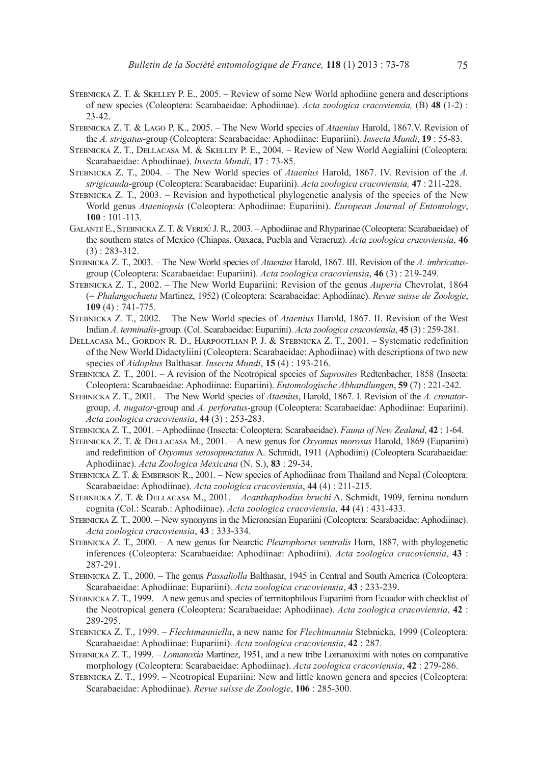Stebnicka Z. T. & Skelley P. E., 2005. – Review of some New World aphodiine genera and descriptions of new species (Coleoptera: Scarabaeidae: Aphodiinae). *Acta zoologica cracoviensia,* (B) **48** (1-2) : 23-42.

Stebnicka Z. T. & Lago P. K., 2005. – The New World species of *Ataenius* Harold, 1867.V. Revision of the *A. strigatus*-group (Coleoptera: Scarabaeidae: Aphodiinae: Eupariini). *Insecta Mundi*, **19** : 55-83.

Stebnicka Z. T., Dellacasa M. & Skelley P. E., 2004. – Review of New World Aegialiini (Coleoptera: Scarabaeidae: Aphodiinae). *Insecta Mundi*, **17** : 73-85.

Stebnicka Z. T., 2004. – The New World species of *Ataenius* Harold, 1867. IV. Revision of the *A. strigicauda*-group (Coleoptera: Scarabaeidae: Eupariini). *Acta zoologica cracoviensia,* **47** : 211-228.

Stebnicka Z. T., 2003. – Revision and hypothetical phylogenetic analysis of the species of the New World genus *Ataeniopsis* (Coleoptera: Aphodiinae: Eupariini). *European Journal of Entomology*, **100** : 101-113.

Galante E., Stebnicka Z. T. & Verdú J. R., 2003. – Aphodiinae and Rhyparinae (Coleoptera: Scarabaeidae) of the southern states of Mexico (Chiapas, Oaxaca, Puebla and Veracruz). *Acta zoologica cracoviensia*, **46** (3) : 283-312.

Stebnicka Z. T., 2003. – The New World species of *Ataenius* Harold, 1867. III. Revision of the *A. imbricatus*-group (Coleoptera: Scarabaeidae: Eupariini). *Acta zoologica cracoviensia*, **46** (3) : 219-249.

Stebnicka Z. T., 2002. – The New World Eupariini: Revision of the genus *Auperia* Chevrolat, 1864 (= *Phalangochaeta* Martinez, 1952) (Coleoptera: Scarabaeidae: Aphodiinae). *Revue suisse de Zoologie*, **109** (4) : 741-775.

Stebnicka Z. T., 2002. – The New World species of *Ataenius* Harold, 1867. II. Revision of the West Indian *A. terminalis*-group. (Col. Scarabaeidae: Eupariini). *Acta zoologica cracoviensia*, **45** (3) : 259-281.

Dellacasa M., Gordon R. D., Harpootlian P. J. & Stebnicka Z. T., 2001. – Systematic redefinition of the New World Didactyliini (Coleoptera: Scarabaeidae: Aphodiinae) with descriptions of two new species of *Aidophus* Balthasar. *Insecta Mundi*, **15** (4) : 193-216.

Stebnicka Z. T., 2001. – A revision of the Neotropical species of *Saprosites* Redtenbacher, 1858 (Insecta: Coleoptera: Scarabaeidae: Aphodiinae: Eupariini). *Entomologische Abhandlungen*, **59** (7) : 221-242.

Stebnicka Z. T., 2001. – The New World species of *Ataenius*, Harold, 1867. I. Revision of the *A. crenator*-group, *A. nugator*-group and *A. perforatus*-group (Coleoptera: Scarabaeidae: Aphodiinae: Eupariini). *Acta zoologica cracoviensia*, **44** (3) : 253-283.

Stebnicka Z. T., 2001. – Aphodiinae (Insecta: Coleoptera: Scarabaeidae). *Fauna of New Zealand*, **42** : 1-64.

Stebnicka Z. T. & Dellacasa M., 2001. – A new genus for *Oxyomus morosus* Harold, 1869 (Eupariini) and redefinition of *Oxyomus setosopunctatus* A. Schmidt, 1911 (Aphodiini) (Coleoptera Scarabaeidae: Aphodiinae). *Acta Zoologica Mexicana* (N. S.), **83** : 29-34.

Stebnicka Z. T. & Emberson R., 2001. – New species of Aphodiinae from Thailand and Nepal (Coleoptera: Scarabaeidae: Aphodiinae). *Acta zoologica cracoviensia*, **44** (4) : 211-215.

Stebnicka Z. T. & Dellacasa M., 2001. – *Acanthaphodius bruchi* A. Schmidt, 1909, femina nondum cognita (Col.: Scarab.: Aphodiinae). *Acta zoologica cracoviensia,* **44** (4) : 431-433.

Stebnicka Z. T., 2000. – New synonyms in the Micronesian Eupariini (Coleoptera: Scarabaeidae: Aphodiinae). *Acta zoologica cracoviensia*, **43** : 333-334.

Stebnicka Z. T., 2000. – A new genus for Nearctic *Pleurophorus ventralis* Horn, 1887, with phylogenetic inferences (Coleoptera: Scarabaeidae: Aphodiinae: Aphodiini). *Acta zoologica cracoviensia*, **43** : 287-291.

Stebnicka Z. T., 2000. – The genus *Passaliolla* Balthasar, 1945 in Central and South America (Coleoptera: Scarabaeidae: Aphodiinae: Eupariini). *Acta zoologica cracoviensia*, **43** : 233-239.

Stebnicka Z. T., 1999. – A new genus and species of termitophilous Eupariini from Ecuador with checklist of the Neotropical genera (Coleoptera: Scarabaeidae: Aphodiinae). *Acta zoologica cracoviensia*, **42** : 289-295.

Stebnicka Z. T., 1999. – *Flechtmanniella*, a new name for *Flechtmannia* Stebnicka, 1999 (Coleoptera: Scarabaeidae: Aphodiinae: Eupariini). *Acta zoologica cracoviensia*, **42** : 287.

Stebnicka Z. T., 1999. – *Lomanoxia* Martinez, 1951, and a new tribe Lomanoxiini with notes on comparative morphology (Coleoptera: Scarabaeidae: Aphodiinae). *Acta zoologica cracoviensia*, **42** : 279-286.

Stebnicka Z. T., 1999. – Neotropical Eupariini: New and little known genera and species (Coleoptera: Scarabaeidae: Aphodiinae). *Revue suisse de Zoologie*, **106** : 285-300.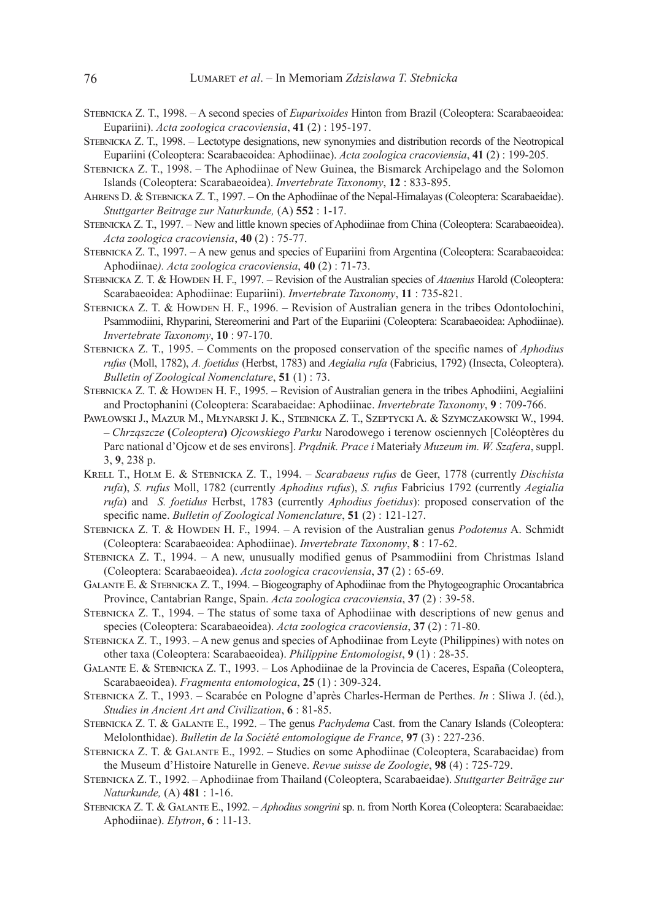Stebnicka Z. T., 1998. – A second species of *Euparixoides* Hinton from Brazil (Coleoptera: Scarabaeoidea: Eupariini). *Acta zoologica cracoviensia*, **41** (2) : 195-197.

Stebnicka Z. T., 1998. – Lectotype designations, new synonymies and distribution records of the Neotropical Eupariini (Coleoptera: Scarabaeoidea: Aphodiinae). *Acta zoologica cracoviensia*, **41** (2) : 199-205.

Stebnicka Z. T., 1998. – The Aphodiinae of New Guinea, the Bismarck Archipelago and the Solomon Islands (Coleoptera: Scarabaeoidea). *Invertebrate Taxonomy*, **12** : 833-895.

Ahrens D. & Stebnicka Z. T., 1997. – On the Aphodiinae of the Nepal-Himalayas (Coleoptera: Scarabaeidae). *Stuttgarter Beitrage zur Naturkunde,* (A) **552** : 1-17.

Stebnicka Z. T., 1997. – New and little known species of Aphodiinae from China (Coleoptera: Scarabaeoidea). *Acta zoologica cracoviensia*, **40** (2) : 75-77.

Stebnicka Z. T., 1997. – A new genus and species of Eupariini from Argentina (Coleoptera: Scarabaeoidea: Aphodiinae*). Acta zoologica cracoviensia*, **40** (2) : 71-73.

Stebnicka Z. T. & Howden H. F., 1997. – Revision of the Australian species of *Ataenius* Harold (Coleoptera: Scarabaeoidea: Aphodiinae: Eupariini). *Invertebrate Taxonomy*, **11** : 735-821.

Stebnicka Z. T. & Howden H. F., 1996. – Revision of Australian genera in the tribes Odontolochini, Psammodiini, Rhyparini, Stereomerini and Part of the Eupariini (Coleoptera: Scarabaeoidea: Aphodiinae). *Invertebrate Taxonomy*, **10** : 97-170.

Stebnicka Z. T., 1995. – Comments on the proposed conservation of the specific names of *Aphodius rufus* (Moll, 1782), *A. foetidus* (Herbst, 1783) and *Aegialia rufa* (Fabricius, 1792) (Insecta, Coleoptera). *Bulletin of Zoological Nomenclature*, **51** (1) : 73.

Stebnicka Z. T. & Howden H. F., 1995. – Revision of Australian genera in the tribes Aphodiini, Aegialiini and Proctophanini (Coleoptera: Scarabaeidae: Aphodiinae. *Invertebrate Taxonomy*, **9** : 709-766.

Pawłowski J., Mazur M., Młynarski J. K., Stebnicka Z. T., Szeptycki A. & Szymczakowski W., 1994. – *Chrząszcze* **(***Coleoptera***)** *Ojcowskiego Parku* Narodowego i terenow osciennych [Coléoptères du Parc national d'Ojcow et de ses environs]. *Prądnik. Prace i* Materiały *Muzeum im. W. Szafera*, suppl. 3, **9**, 238 p.

Krell T., Holm E. & Stebnicka Z. T., 1994. – *Scarabaeus rufus* de Geer, 1778 (currently *Dischista rufa*), *S. rufus* Moll, 1782 (currently *Aphodius rufus*), *S. rufus* Fabricius 1792 (currently *Aegialia rufa*) and *S. foetidus* Herbst, 1783 (currently *Aphodius foetidus*): proposed conservation of the specific name. *Bulletin of Zoological Nomenclature*, **51** (2) : 121-127.

Stebnicka Z. T. & Howden H. F., 1994. – A revision of the Australian genus *Podotenus* A. Schmidt (Coleoptera: Scarabaeoidea: Aphodiinae). *Invertebrate Taxonomy*, **8** : 17-62.

Stebnicka Z. T., 1994. – A new, unusually modified genus of Psammodiini from Christmas Island (Coleoptera: Scarabaeoidea). *Acta zoologica cracoviensia*, **37** (2) : 65-69.

Galante E. & Stebnicka Z. T., 1994. – Biogeography of Aphodiinae from the Phytogeographic Orocantabrica Province, Cantabrian Range, Spain. *Acta zoologica cracoviensia*, **37** (2) : 39-58.

Stebnicka Z. T., 1994. – The status of some taxa of Aphodiinae with descriptions of new genus and species (Coleoptera: Scarabaeoidea). *Acta zoologica cracoviensia*, **37** (2) : 71-80.

Stebnicka Z. T., 1993. – A new genus and species of Aphodiinae from Leyte (Philippines) with notes on other taxa (Coleoptera: Scarabaeoidea). *Philippine Entomologist*, **9** (1) : 28-35.

Galante E. & Stebnicka Z. T., 1993. – Los Aphodiinae de la Provincia de Caceres, España (Coleoptera, Scarabaeoidea). *Fragmenta entomologica*, **25** (1) : 309-324.

Stebnicka Z. T., 1993. – Scarabée en Pologne d'après Charles-Herman de Perthes. *In* : Sliwa J. (éd.), *Studies in Ancient Art and Civilization*, **6** : 81-85.

Stebnicka Z. T. & Galante E., 1992. – The genus *Pachydema* Cast. from the Canary Islands (Coleoptera: Melolonthidae). *Bulletin de la Société entomologique de France*, **97** (3) : 227-236.

Stebnicka Z. T. & Galante E., 1992. – Studies on some Aphodiinae (Coleoptera, Scarabaeidae) from the Museum d'Histoire Naturelle in Geneve. *Revue suisse de Zoologie*, **98** (4) : 725-729.

Stebnicka Z. T., 1992. – Aphodiinae from Thailand (Coleoptera, Scarabaeidae). *Stuttgarter Beiträge zur Naturkunde,* (A) **481** : 1-16.

Stebnicka Z. T. & Galante E., 1992. – *Aphodius songrini* sp. n. from North Korea (Coleoptera: Scarabaeidae: Aphodiinae). *Elytron*, **6** : 11-13.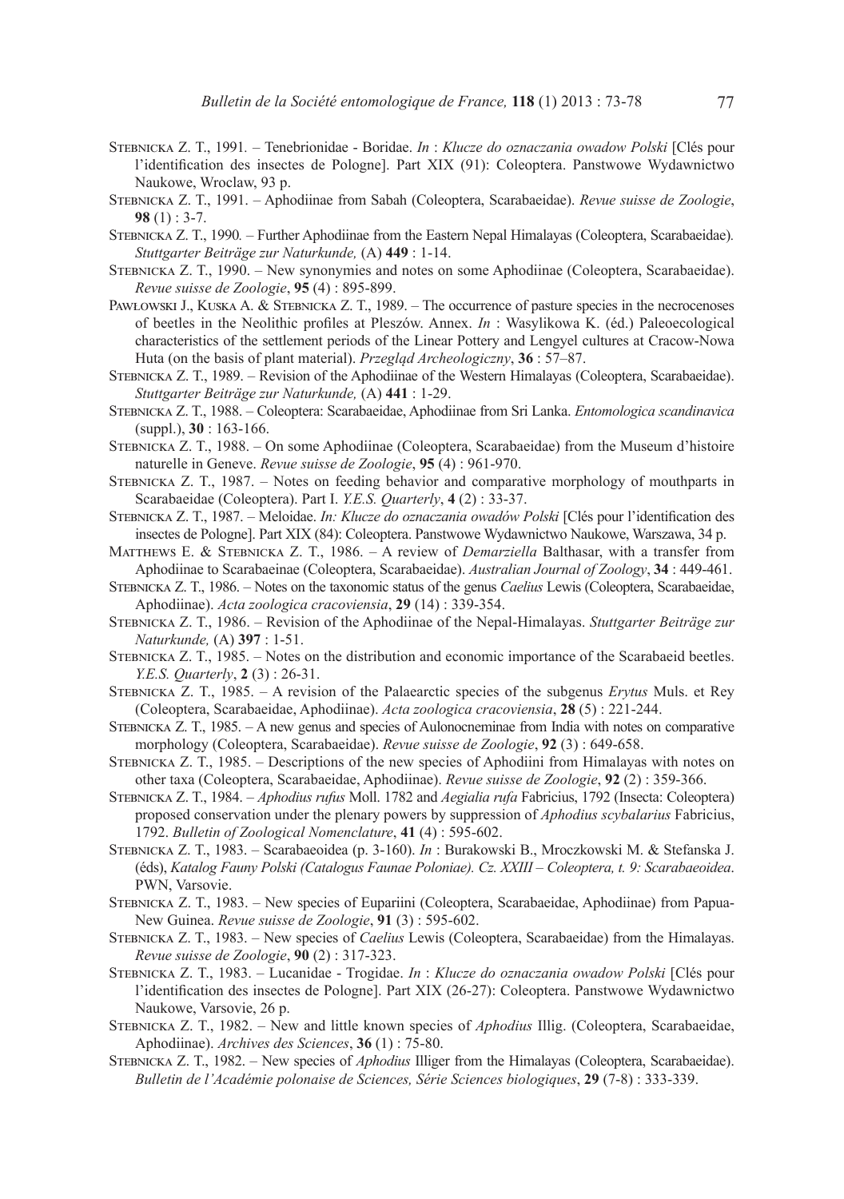Stebnicka Z. T., 1991. – Tenebrionidae - Boridae. *In* : *Klucze do oznaczania owadow Polski* [Clés pour l'identification des insectes de Pologne]. Part XIX (91): Coleoptera. Panstwowe Wydawnictwo Naukowe, Wroclaw, 93 p.

Stebnicka Z. T., 1991. – Aphodiinae from Sabah (Coleoptera, Scarabaeidae). *Revue suisse de Zoologie*, **98** (1) : 3-7.

Stebnicka Z. T., 1990. – Further Aphodiinae from the Eastern Nepal Himalayas (Coleoptera, Scarabaeidae). *Stuttgarter Beiträge zur Naturkunde,* (A) **449** : 1-14.

Stebnicka Z. T., 1990. – New synonymies and notes on some Aphodiinae (Coleoptera, Scarabaeidae). *Revue suisse de Zoologie*, **95** (4) : 895-899.

Pawłowski J., Kuska A. & Stebnicka Z. T., 1989. – The occurrence of pasture species in the necrocenoses of beetles in the Neolithic profiles at Pleszów. Annex. *In* : Wasylikowa K. (éd.) Paleoecological characteristics of the settlement periods of the Linear Pottery and Lengyel cultures at Cracow-Nowa Huta (on the basis of plant material). *Przegląd Archeologiczny*, **36** : 57–87.

Stebnicka Z. T., 1989. – Revision of the Aphodiinae of the Western Himalayas (Coleoptera, Scarabaeidae). *Stuttgarter Beiträge zur Naturkunde,* (A) **441** : 1-29.

Stebnicka Z. T., 1988. – Coleoptera: Scarabaeidae, Aphodiinae from Sri Lanka. *Entomologica scandinavica* (suppl.), **30** : 163-166.

Stebnicka Z. T., 1988. – On some Aphodiinae (Coleoptera, Scarabaeidae) from the Museum d'histoire naturelle in Geneve. *Revue suisse de Zoologie*, **95** (4) : 961-970.

Stebnicka Z. T., 1987. – Notes on feeding behavior and comparative morphology of mouthparts in Scarabaeidae (Coleoptera). Part I. *Y.E.S. Quarterly*, **4** (2) : 33-37.

Stebnicka Z. T., 1987. – Meloidae. *In: Klucze do oznaczania owadów Polski* [Clés pour l'identification des insectes de Pologne]. Part XIX (84): Coleoptera. Panstwowe Wydawnictwo Naukowe, Warszawa, 34 p.

Matthews E. & Stebnicka Z. T., 1986. – A review of *Demarziella* Balthasar, with a transfer from Aphodiinae to Scarabaeinae (Coleoptera, Scarabaeidae). *Australian Journal of Zoology*, **34** : 449-461.

Stebnicka Z. T., 1986. – Notes on the taxonomic status of the genus *Caelius* Lewis (Coleoptera, Scarabaeidae, Aphodiinae). *Acta zoologica cracoviensia*, **29** (14) : 339-354.

Stebnicka Z. T., 1986. – Revision of the Aphodiinae of the Nepal-Himalayas. *Stuttgarter Beiträge zur Naturkunde,* (A) **397** : 1-51.

Stebnicka Z. T., 1985. – Notes on the distribution and economic importance of the Scarabaeid beetles. *Y.E.S. Quarterly*, **2** (3) : 26-31.

Stebnicka Z. T., 1985. – A revision of the Palaearctic species of the subgenus *Erytus* Muls. et Rey (Coleoptera, Scarabaeidae, Aphodiinae). *Acta zoologica cracoviensia*, **28** (5) : 221-244.

Stebnicka Z. T., 1985. – A new genus and species of Aulonocneminae from India with notes on comparative morphology (Coleoptera, Scarabaeidae). *Revue suisse de Zoologie*, **92** (3) : 649-658.

Stebnicka Z. T., 1985. – Descriptions of the new species of Aphodiini from Himalayas with notes on other taxa (Coleoptera, Scarabaeidae, Aphodiinae). *Revue suisse de Zoologie*, **92** (2) : 359-366.

Stebnicka Z. T., 1984. – *Aphodius rufus* Moll. 1782 and *Aegialia rufa* Fabricius, 1792 (Insecta: Coleoptera) proposed conservation under the plenary powers by suppression of *Aphodius scybalarius* Fabricius, 1792. *Bulletin of Zoological Nomenclature*, **41** (4) : 595-602.

Stebnicka Z. T., 1983. – Scarabaeoidea (p. 3-160). *In* : Burakowski B., Mroczkowski M. & Stefanska J. (éds), *Katalog Fauny Polski (Catalogus Faunae Poloniae). Cz. XXIII – Coleoptera, t. 9: Scarabaeoidea*. PWN, Varsovie.

Stebnicka Z. T., 1983. – New species of Eupariini (Coleoptera, Scarabaeidae, Aphodiinae) from Papua-New Guinea. *Revue suisse de Zoologie*, **91** (3) : 595-602.

Stebnicka Z. T., 1983. – New species of *Caelius* Lewis (Coleoptera, Scarabaeidae) from the Himalayas. *Revue suisse de Zoologie*, **90** (2) : 317-323.

Stebnicka Z. T., 1983. – Lucanidae - Trogidae. *In* : *Klucze do oznaczania owadow Polski* [Clés pour l'identification des insectes de Pologne]. Part XIX (26-27): Coleoptera. Panstwowe Wydawnictwo Naukowe, Varsovie, 26 p.

Stebnicka Z. T., 1982. – New and little known species of *Aphodius* Illig. (Coleoptera, Scarabaeidae, Aphodiinae). *Archives des Sciences*, **36** (1) : 75-80.

Stebnicka Z. T., 1982. – New species of *Aphodius* Illiger from the Himalayas (Coleoptera, Scarabaeidae). *Bulletin de l'Académie polonaise de Sciences, Série Sciences biologiques*, **29** (7-8) : 333-339.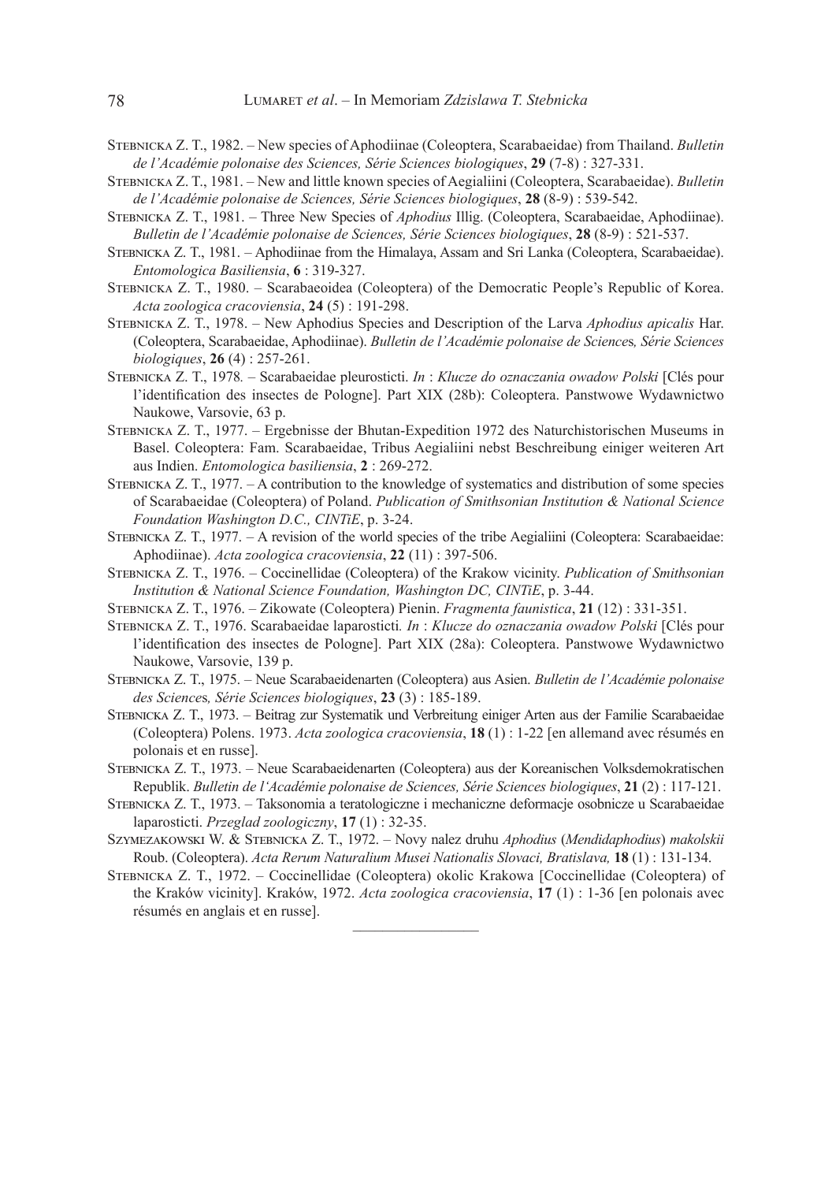Stebnicka Z. T., 1982. – New species of Aphodiinae (Coleoptera, Scarabaeidae) from Thailand. *Bulletin de l'Académie polonaise des Sciences, Série Sciences biologiques*, **29** (7-8) : 327-331.

Stebnicka Z. T., 1981. – New and little known species of Aegialiini (Coleoptera, Scarabaeidae). *Bulletin de l'Académie polonaise de Sciences, Série Sciences biologiques*, **28** (8-9) : 539-542.

Stebnicka Z. T., 1981. – Three New Species of *Aphodius* Illig. (Coleoptera, Scarabaeidae, Aphodiinae). *Bulletin de l'Académie polonaise de Sciences, Série Sciences biologiques*, **28** (8-9) : 521-537.

Stebnicka Z. T., 1981. – Aphodiinae from the Himalaya, Assam and Sri Lanka (Coleoptera, Scarabaeidae). *Entomologica Basiliensia*, **6** : 319-327.

Stebnicka Z. T., 1980. – Scarabaeoidea (Coleoptera) of the Democratic People's Republic of Korea. *Acta zoologica cracoviensia*, **24** (5) : 191-298.

Stebnicka Z. T., 1978. – New Aphodius Species and Description of the Larva *Aphodius apicalis* Har. (Coleoptera, Scarabaeidae, Aphodiinae). *Bulletin de l'Académie polonaise de Sciences, Série Sciences biologiques*, **26** (4) : 257-261.

Stebnicka Z. T., 1978. – Scarabaeidae pleurosticti. *In* : *Klucze do oznaczania owadow Polski* [Clés pour l'identification des insectes de Pologne]. Part XIX (28b): Coleoptera. Panstwowe Wydawnictwo Naukowe, Varsovie, 63 p.

Stebnicka Z. T., 1977. – Ergebnisse der Bhutan-Expedition 1972 des Naturchistorischen Museums in Basel. Coleoptera: Fam. Scarabaeidae, Tribus Aegialiini nebst Beschreibung einiger weiteren Art aus Indien. *Entomologica basiliensia*, **2** : 269-272.

Stebnicka Z. T., 1977. – A contribution to the knowledge of systematics and distribution of some species of Scarabaeidae (Coleoptera) of Poland. *Publication of Smithsonian Institution & National Science Foundation Washington D.C., CINTiE*, p. 3-24.

Stebnicka Z. T., 1977. – A revision of the world species of the tribe Aegialiini (Coleoptera: Scarabaeidae: Aphodiinae). *Acta zoologica cracoviensia*, **22** (11) : 397-506.

Stebnicka Z. T., 1976. – Coccinellidae (Coleoptera) of the Krakow vicinity. *Publication of Smithsonian Institution & National Science Foundation, Washington DC, CINTiE*, p. 3-44.

Stebnicka Z. T., 1976. – Zikowate (Coleoptera) Pienin. *Fragmenta faunistica*, **21** (12) : 331-351.

Stebnicka Z. T., 1976. Scarabaeidae laparosticti. *In* : *Klucze do oznaczania owadow Polski* [Clés pour l'identification des insectes de Pologne]. Part XIX (28a): Coleoptera. Panstwowe Wydawnictwo Naukowe, Varsovie, 139 p.

Stebnicka Z. T., 1975. – Neue Scarabaeidenarten (Coleoptera) aus Asien. *Bulletin de l'Académie polonaise des Sciences, Série Sciences biologiques*, **23** (3) : 185-189.

Stebnicka Z. T., 1973. – Beitrag zur Systematik und Verbreitung einiger Arten aus der Familie Scarabaeidae (Coleoptera) Polens. 1973. *Acta zoologica cracoviensia*, **18** (1) : 1-22 [en allemand avec résumés en polonais et en russe].

Stebnicka Z. T., 1973. – Neue Scarabaeidenarten (Coleoptera) aus der Koreanischen Volksdemokratischen Republik. *Bulletin de l'Académie polonaise de Sciences, Série Sciences biologiques*, **21** (2) : 117-121.

Stebnicka Z. T., 1973. – Taksonomia a teratologiczne i mechaniczne deformacje osobnicze u Scarabaeidae laparosticti. *Przeglad zoologiczny*, **17** (1) : 32-35.

Szymezakowski W. & Stebnicka Z. T., 1972. – Novy nalez druhu *Aphodius* (*Mendidaphodius*) *makolskii* Roub. (Coleoptera). *Acta Rerum Naturalium Musei Nationalis Slovaci, Bratislava,* **18** (1) : 131-134.

Stebnicka Z. T., 1972. – Coccinellidae (Coleoptera) okolic Krakowa [Coccinellidae (Coleoptera) of the Kraków vicinity]. Kraków, 1972. *Acta zoologica cracoviensia*, **17** (1) : 1-36 [en polonais avec résumés en anglais et en russe].